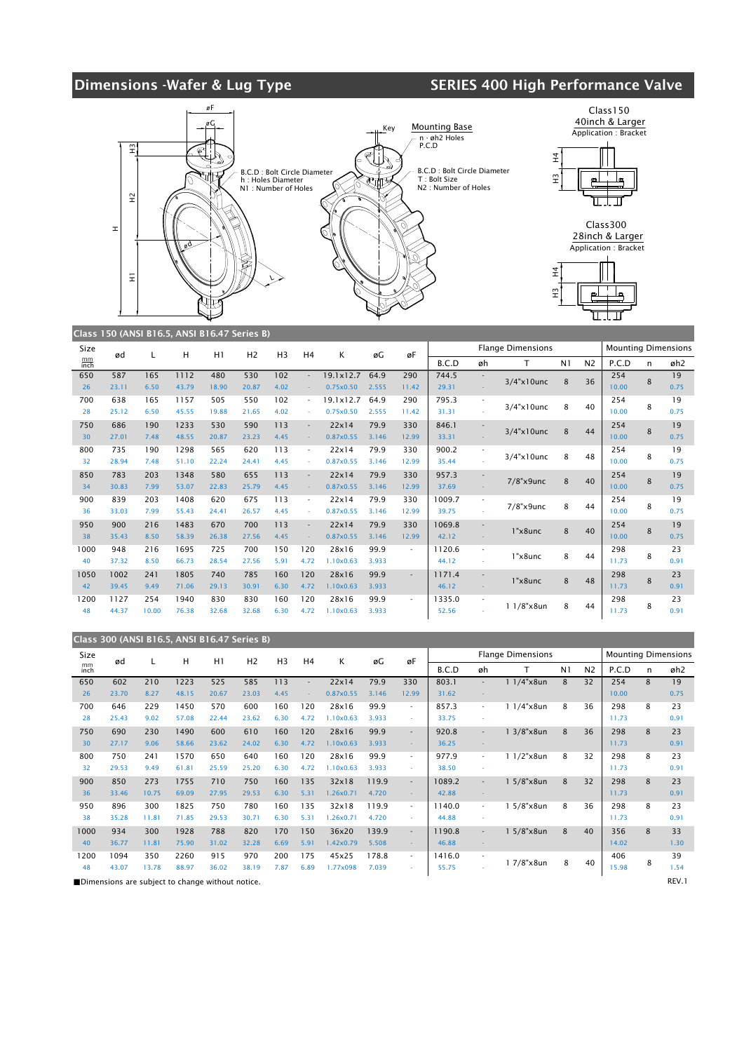## Dimensions -Wafer & Lug Type

## SERIES 400 High Performance Valve

øF
øG
H3
H2
H
H1
ød
L
Key
Mounting Base
n - øh2 Holes
P.C.D
B.C.D : Bolt Circle Diameter
h : Holes Diameter
N1 : Number of Holes
B.C.D : Bolt Circle Diameter
T : Bolt Size
N2 : Number of Holes

Class150
40inch & Larger
Application : Bracket
H4
H3

Class300
28inch & Larger
Application : Bracket
H4
H3

### Class 150 (ANSI B16.5, ANSI B16.47 Series B)

| Size mm / inch | ød | L | H | H1 | H2 | H3 | H4 | K | øG | øF | Flange Dimensions | | | | | Mounting Dimensions | | |
|---|---|---|---|---|---|---|---|---|---|---|---|---|---|---|---|---|---|---|
| | | | | | | | | | | | B.C.D | øh | T | N1 | N2 | P.C.D | n | øh2 |
| 650 | 587 | 165 | 1112 | 480 | 530 | 102 | - | 19.1x12.7 | 64.9 | 290 | 744.5 | - | 3/4"x10unc | 8 | 36 | 254 | 8 | 19 |
| 26 | 23.11 | 6.50 | 43.79 | 18.90 | 20.87 | 4.02 | - | 0.75x0.50 | 2.555 | 11.42 | 29.31 | - | | | | 10.00 | | 0.75 |
| 700 | 638 | 165 | 1157 | 505 | 550 | 102 | - | 19.1x12.7 | 64.9 | 290 | 795.3 | - | 3/4"x10unc | 8 | 40 | 254 | 8 | 19 |
| 28 | 25.12 | 6.50 | 45.55 | 19.88 | 21.65 | 4.02 | - | 0.75x0.50 | 2.555 | 11.42 | 31.31 | - | | | | 10.00 | | 0.75 |
| 750 | 686 | 190 | 1233 | 530 | 590 | 113 | - | 22x14 | 79.9 | 330 | 846.1 | - | 3/4"x10unc | 8 | 44 | 254 | 8 | 19 |
| 30 | 27.01 | 7.48 | 48.55 | 20.87 | 23.23 | 4.45 | - | 0.87x0.55 | 3.146 | 12.99 | 33.31 | - | | | | 10.00 | | 0.75 |
| 800 | 735 | 190 | 1298 | 565 | 620 | 113 | - | 22x14 | 79.9 | 330 | 900.2 | - | 3/4"x10unc | 8 | 48 | 254 | 8 | 19 |
| 32 | 28.94 | 7.48 | 51.10 | 22.24 | 24.41 | 4.45 | - | 0.87x0.55 | 3.146 | 12.99 | 35.44 | - | | | | 10.00 | | 0.75 |
| 850 | 783 | 203 | 1348 | 580 | 655 | 113 | - | 22x14 | 79.9 | 330 | 957.3 | - | 7/8"x9unc | 8 | 40 | 254 | 8 | 19 |
| 34 | 30.83 | 7.99 | 53.07 | 22.83 | 25.79 | 4.45 | - | 0.87x0.55 | 3.146 | 12.99 | 37.69 | - | | | | 10.00 | | 0.75 |
| 900 | 839 | 203 | 1408 | 620 | 675 | 113 | - | 22x14 | 79.9 | 330 | 1009.7 | - | 7/8"x9unc | 8 | 44 | 254 | 8 | 19 |
| 36 | 33.03 | 7.99 | 55.43 | 24.41 | 26.57 | 4.45 | - | 0.87x0.55 | 3.146 | 12.99 | 39.75 | - | | | | 10.00 | | 0.75 |
| 950 | 900 | 216 | 1483 | 670 | 700 | 113 | - | 22x14 | 79.9 | 330 | 1069.8 | - | 1"x8unc | 8 | 40 | 254 | 8 | 19 |
| 38 | 35.43 | 8.50 | 58.39 | 26.38 | 27.56 | 4.45 | - | 0.87x0.55 | 3.146 | 12.99 | 42.12 | - | | | | 10.00 | | 0.75 |
| 1000 | 948 | 216 | 1695 | 725 | 700 | 150 | 120 | 28x16 | 99.9 | - | 1120.6 | - | 1"x8unc | 8 | 44 | 298 | 8 | 23 |
| 40 | 37.32 | 8.50 | 66.73 | 28.54 | 27.56 | 5.91 | 4.72 | 1.10x0.63 | 3.933 | | 44.12 | - | | | | 11.73 | | 0.91 |
| 1050 | 1002 | 241 | 1805 | 740 | 785 | 160 | 120 | 28x16 | 99.9 | - | 1171.4 | - | 1"x8unc | 8 | 48 | 298 | 8 | 23 |
| 42 | 39.45 | 9.49 | 71.06 | 29.13 | 30.91 | 6.30 | 4.72 | 1.10x0.63 | 3.933 | | 46.12 | - | | | | 11.73 | | 0.91 |
| 1200 | 1127 | 254 | 1940 | 830 | 830 | 160 | 120 | 28x16 | 99.9 | - | 1335.0 | - | 1 1/8"x8un | 8 | 44 | 298 | 8 | 23 |
| 48 | 44.37 | 10.00 | 76.38 | 32.68 | 32.68 | 6.30 | 4.72 | 1.10x0.63 | 3.933 | | 52.56 | - | | | | 11.73 | | 0.91 |

### Class 300 (ANSI B16.5, ANSI B16.47 Series B)

| Size mm / inch | ød | L | H | H1 | H2 | H3 | H4 | K | øG | øF | Flange Dimensions | | | | | Mounting Dimensions | | |
|---|---|---|---|---|---|---|---|---|---|---|---|---|---|---|---|---|---|---|
| | | | | | | | | | | | B.C.D | øh | T | N1 | N2 | P.C.D | n | øh2 |
| 650 | 602 | 210 | 1223 | 525 | 585 | 113 | - | 22x14 | 79.9 | 330 | 803.1 | - | 1 1/4"x8un | 8 | 32 | 254 | 8 | 19 |
| 26 | 23.70 | 8.27 | 48.15 | 20.67 | 23.03 | 4.45 | - | 0.87x0.55 | 3.146 | 12.99 | 31.62 | - | | | | 10.00 | | 0.75 |
| 700 | 646 | 229 | 1450 | 570 | 600 | 160 | 120 | 28x16 | 99.9 | - | 857.3 | - | 1 1/4"x8un | 8 | 36 | 298 | 8 | 23 |
| 28 | 25.43 | 9.02 | 57.08 | 22.44 | 23.62 | 6.30 | 4.72 | 1.10x0.63 | 3.933 | - | 33.75 | - | | | | 11.73 | | 0.91 |
| 750 | 690 | 230 | 1490 | 600 | 610 | 160 | 120 | 28x16 | 99.9 | - | 920.8 | - | 1 3/8"x8un | 8 | 36 | 298 | 8 | 23 |
| 30 | 27.17 | 9.06 | 58.66 | 23.62 | 24.02 | 6.30 | 4.72 | 1.10x0.63 | 3.933 | - | 36.25 | - | | | | 11.73 | | 0.91 |
| 800 | 750 | 241 | 1570 | 650 | 640 | 160 | 120 | 28x16 | 99.9 | - | 977.9 | - | 1 1/2"x8un | 8 | 32 | 298 | 8 | 23 |
| 32 | 29.53 | 9.49 | 61.81 | 25.59 | 25.20 | 6.30 | 4.72 | 1.10x0.63 | 3.933 | - | 38.50 | - | | | | 11.73 | | 0.91 |
| 900 | 850 | 273 | 1755 | 710 | 750 | 160 | 135 | 32x18 | 119.9 | - | 1089.2 | - | 1 5/8"x8un | 8 | 32 | 298 | 8 | 23 |
| 36 | 33.46 | 10.75 | 69.09 | 27.95 | 29.53 | 6.30 | 5.31 | 1.26x0.71 | 4.720 | - | 42.88 | - | | | | 11.73 | | 0.91 |
| 950 | 896 | 300 | 1825 | 750 | 780 | 160 | 135 | 32x18 | 119.9 | - | 1140.0 | - | 1 5/8"x8un | 8 | 36 | 298 | 8 | 23 |
| 38 | 35.28 | 11.81 | 71.85 | 29.53 | 30.71 | 6.30 | 5.31 | 1.26x0.71 | 4.720 | - | 44.88 | - | | | | 11.73 | | 0.91 |
| 1000 | 934 | 300 | 1928 | 788 | 820 | 170 | 150 | 36x20 | 139.9 | - | 1190.8 | - | 1 5/8"x8un | 8 | 40 | 356 | 8 | 33 |
| 40 | 36.77 | 11.81 | 75.90 | 31.02 | 32.28 | 6.69 | 5.91 | 1.42x0.79 | 5.508 | - | 46.88 | - | | | | 14.02 | | 1.30 |
| 1200 | 1094 | 350 | 2260 | 915 | 970 | 200 | 175 | 45x25 | 178.8 | - | 1416.0 | - | 1 7/8"x8un | 8 | 40 | 406 | 8 | 39 |
| 48 | 43.07 | 13.78 | 88.97 | 36.02 | 38.19 | 7.87 | 6.89 | 1.77x098 | 7.039 | - | 55.75 | - | | | | 15.98 | | 1.54 |

■Dimensions are subject to change without notice.

REV.1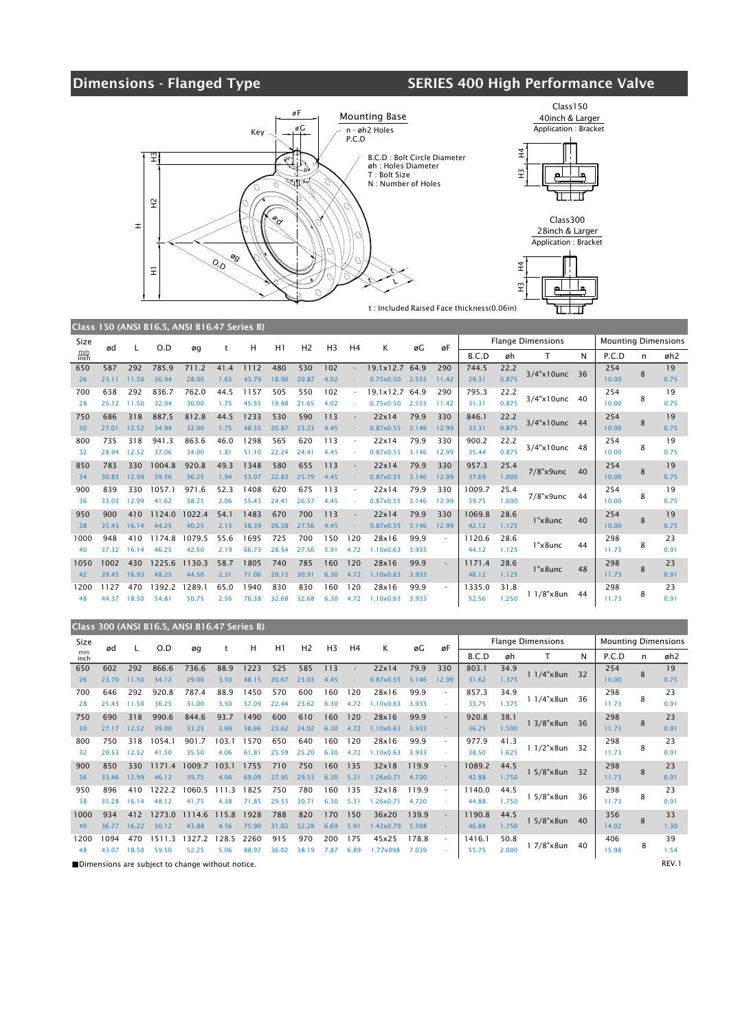# Dimensions - Flanged Type

## SERIES 400 High Performance Valve

Key

øF

øG

Mounting Base

n - øh2 Holes

P.C.D

B.C.D : Bolt Circle Diameter

øh : Holes Diameter

T : Bolt Size

N : Number of Holes

H3

H2

H

H1

ød

øg

O.D

t

L

Class150
40inch & Larger
Application : Bracket

H4

H3

Class300
28inch & Larger
Application : Bracket

H4

H3

t : Included Raised Face thickness(0.06in)

### Class 150 (ANSI B16.5, ANSI B16.47 Series B)

| Size mm / inch | ød | L | O.D | øg | t | H | H1 | H2 | H3 | H4 | K | øG | øF | Flange Dimensions | | | | Mounting Dimensions | | |
|---|---|---|---|---|---|---|---|---|---|---|---|---|---|---|---|---|---|---|---|---|
| | | | | | | | | | | | | | | B.C.D | øh | T | N | P.C.D | n | øh2 |
| 650 | 587 | 292 | 785.9 | 711.2 | 41.4 | 1112 | 480 | 530 | 102 | - | 19.1x12.7 | 64.9 | 290 | 744.5 | 22.2 | 3/4"x10unc | 36 | 254 | 8 | 19 |
| 26 | 23.11 | 11.50 | 30.94 | 28.00 | 1.63 | 43.79 | 18.90 | 20.87 | 4.02 | - | 0.75x0.50 | 2.555 | 11.42 | 29.31 | 0.875 | | | 10.00 | | 0.75 |
| 700 | 638 | 292 | 836.7 | 762.0 | 44.5 | 1157 | 505 | 550 | 102 | - | 19.1x12.7 | 64.9 | 290 | 795.3 | 22.2 | 3/4"x10unc | 40 | 254 | 8 | 19 |
| 28 | 25.12 | 11.50 | 32.94 | 30.00 | 1.75 | 45.55 | 19.88 | 21.65 | 4.02 | - | 0.75x0.50 | 2.555 | 11.42 | 31.31 | 0.875 | | | 10.00 | | 0.75 |
| 750 | 686 | 318 | 887.5 | 812.8 | 44.5 | 1233 | 530 | 590 | 113 | - | 22x14 | 79.9 | 330 | 846.1 | 22.2 | 3/4"x10unc | 44 | 254 | 8 | 19 |
| 30 | 27.01 | 12.52 | 34.94 | 32.00 | 1.75 | 48.55 | 20.87 | 23.23 | 4.45 | - | 0.87x0.55 | 3.146 | 12.99 | 33.31 | 0.875 | | | 10.00 | | 0.75 |
| 800 | 735 | 318 | 941.3 | 863.6 | 46.0 | 1298 | 565 | 620 | 113 | - | 22x14 | 79.9 | 330 | 900.2 | 22.2 | 3/4"x10unc | 48 | 254 | 8 | 19 |
| 32 | 28.94 | 12.52 | 37.06 | 34.00 | 1.81 | 51.10 | 22.24 | 24.41 | 4.45 | - | 0.87x0.55 | 3.146 | 12.99 | 35.44 | 0.875 | | | 10.00 | | 0.75 |
| 850 | 783 | 330 | 1004.8 | 920.8 | 49.3 | 1348 | 580 | 655 | 113 | - | 22x14 | 79.9 | 330 | 957.3 | 25.4 | 7/8"x9unc | 40 | 254 | 8 | 19 |
| 34 | 30.83 | 12.99 | 39.56 | 36.25 | 1.94 | 53.07 | 22.83 | 25.79 | 4.45 | - | 0.87x0.55 | 3.146 | 12.99 | 37.69 | 1.000 | | | 10.00 | | 0.75 |
| 900 | 839 | 330 | 1057.1 | 971.6 | 52.3 | 1408 | 620 | 675 | 113 | - | 22x14 | 79.9 | 330 | 1009.7 | 25.4 | 7/8"x9unc | 44 | 254 | 8 | 19 |
| 36 | 33.03 | 12.99 | 41.62 | 38.25 | 2.06 | 55.43 | 24.41 | 26.57 | 4.45 | - | 0.87x0.55 | 3.146 | 12.99 | 39.75 | 1.000 | | | 10.00 | | 0.75 |
| 950 | 900 | 410 | 1124.0 | 1022.4 | 54.1 | 1483 | 670 | 700 | 113 | - | 22x14 | 79.9 | 330 | 1069.8 | 28.6 | 1"x8unc | 40 | 254 | 8 | 19 |
| 38 | 35.43 | 16.14 | 44.25 | 40.25 | 2.13 | 58.39 | 26.38 | 27.56 | 4.45 | - | 0.87x0.55 | 3.146 | 12.99 | 42.12 | 1.125 | | | 10.00 | | 0.75 |
| 1000 | 948 | 410 | 1174.8 | 1079.5 | 55.6 | 1695 | 725 | 700 | 150 | 120 | 28x16 | 99.9 | - | 1120.6 | 28.6 | 1"x8unc | 44 | 298 | 8 | 23 |
| 40 | 37.32 | 16.14 | 46.25 | 42.50 | 2.19 | 66.73 | 28.54 | 27.56 | 5.91 | 4.72 | 1.10x0.63 | 3.933 | - | 44.12 | 1.125 | | | 11.73 | | 0.91 |
| 1050 | 1002 | 430 | 1225.6 | 1130.3 | 58.7 | 1805 | 740 | 785 | 160 | 120 | 28x16 | 99.9 | - | 1171.4 | 28.6 | 1"x8unc | 48 | 298 | 8 | 23 |
| 42 | 39.45 | 16.93 | 48.25 | 44.50 | 2.31 | 71.06 | 29.13 | 30.91 | 6.30 | 4.72 | 1.10x0.63 | 3.933 | - | 46.12 | 1.125 | | | 11.73 | | 0.91 |
| 1200 | 1127 | 470 | 1392.2 | 1289.1 | 65.0 | 1940 | 830 | 830 | 160 | 120 | 28x16 | 99.9 | - | 1335.0 | 31.8 | 1 1/8"x8un | 44 | 298 | 8 | 23 |
| 48 | 44.37 | 18.50 | 54.81 | 50.75 | 2.56 | 76.38 | 32.68 | 32.68 | 6.30 | 4.72 | 1.10x0.63 | 3.933 | | 52.56 | 1.250 | | | 11.73 | | 0.91 |

### Class 300 (ANSI B16.5, ANSI B16.47 Series B)

| Size mm / inch | ød | L | O.D | øg | t | H | H1 | H2 | H3 | H4 | K | øG | øF | Flange Dimensions | | | | Mounting Dimensions | | |
|---|---|---|---|---|---|---|---|---|---|---|---|---|---|---|---|---|---|---|---|---|
| | | | | | | | | | | | | | | B.C.D | øh | T | N | P.C.D | n | øh2 |
| 650 | 602 | 292 | 866.6 | 736.6 | 88.9 | 1223 | 525 | 585 | 113 | - | 22x14 | 79.9 | 330 | 803.1 | 34.9 | 1 1/4"x8un | 32 | 254 | 8 | 19 |
| 26 | 23.70 | 11.50 | 34.12 | 29.00 | 3.50 | 48.15 | 20.67 | 23.03 | 4.45 | - | 0.87x0.55 | 3.146 | 12.99 | 31.62 | 1.375 | | | 10.00 | | 0.75 |
| 700 | 646 | 292 | 920.8 | 787.4 | 88.9 | 1450 | 570 | 600 | 160 | 120 | 28x16 | 99.9 | - | 857.3 | 34.9 | 1 1/4"x8un | 36 | 298 | 8 | 23 |
| 28 | 25.43 | 11.50 | 36.25 | 31.00 | 3.50 | 57.09 | 22.44 | 23.62 | 6.30 | 4.72 | 1.10x0.63 | 3.933 | - | 33.75 | 1.375 | | | 11.73 | | 0.91 |
| 750 | 690 | 318 | 990.6 | 844.6 | 93.7 | 1490 | 600 | 610 | 160 | 120 | 28x16 | 99.9 | - | 920.8 | 38.1 | 1 3/8"x8un | 36 | 298 | 8 | 23 |
| 30 | 27.17 | 12.52 | 39.00 | 33.25 | 3.69 | 58.66 | 23.62 | 24.02 | 6.30 | 4.72 | 1.10x0.63 | 3.933 | - | 36.25 | 1.500 | | | 11.73 | | 0.91 |
| 800 | 750 | 318 | 1054.1 | 901.7 | 103.1 | 1570 | 650 | 640 | 160 | 120 | 28x16 | 99.9 | - | 977.9 | 41.3 | 1 1/2"x8un | 32 | 298 | 8 | 23 |
| 32 | 29.53 | 12.52 | 41.50 | 35.50 | 4.06 | 61.81 | 25.59 | 25.20 | 6.30 | 4.72 | 1.10x0.63 | 3.933 | - | 38.50 | 1.625 | | | 11.73 | | 0.91 |
| 900 | 850 | 330 | 1171.4 | 1009.7 | 103.1 | 1755 | 710 | 750 | 160 | 135 | 32x18 | 119.9 | - | 1089.2 | 44.5 | 1 5/8"x8un | 32 | 298 | 8 | 23 |
| 36 | 33.46 | 12.99 | 46.12 | 39.75 | 4.06 | 69.09 | 27.95 | 29.53 | 6.30 | 5.31 | 1.26x0.71 | 4.720 | - | 42.88 | 1.750 | | | 11.73 | | 0.91 |
| 950 | 896 | 410 | 1222.2 | 1060.5 | 111.3 | 1825 | 750 | 780 | 160 | 135 | 32x18 | 119.9 | - | 1140.0 | 44.5 | 1 5/8"x8un | 36 | 298 | 8 | 23 |
| 38 | 35.28 | 16.14 | 48.12 | 41.75 | 4.38 | 71.85 | 29.53 | 30.71 | 6.30 | 5.31 | 1.26x0.71 | 4.720 | - | 44.88 | 1.750 | | | 11.73 | | 0.91 |
| 1000 | 934 | 412 | 1273.0 | 1114.6 | 115.8 | 1928 | 788 | 820 | 170 | 150 | 36x20 | 139.9 | - | 1190.8 | 44.5 | 1 5/8"x8un | 40 | 356 | 8 | 33 |
| 40 | 36.77 | 16.22 | 50.12 | 43.88 | 4.56 | 75.90 | 31.02 | 32.28 | 6.69 | 5.91 | 1.42x0.79 | 5.508 | - | 46.88 | 1.750 | | | 14.02 | | 1.30 |
| 1200 | 1094 | 470 | 1511.3 | 1327.2 | 128.5 | 2260 | 915 | 970 | 200 | 175 | 45x25 | 178.8 | - | 1416.1 | 50.8 | 1 7/8"x8un | 40 | 406 | 8 | 39 |
| 48 | 43.07 | 18.50 | 59.50 | 52.25 | 5.06 | 88.97 | 36.02 | 38.19 | 7.87 | 6.89 | 1.77x098 | 7.039 | - | 55.75 | 2.000 | | | 15.98 | | 1.54 |

■Dimensions are subject to change without notice.

REV.1